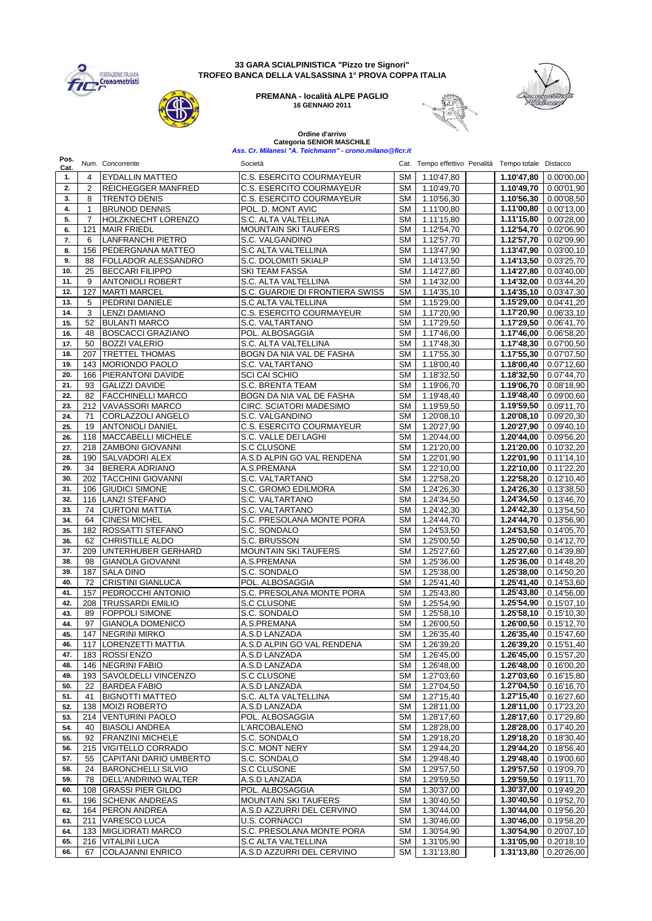**33 GARA SCIALPINISTICA "Pizzo tre Signori"**
**TROFEO BANCA DELLA VALSASSINA 1° PROVA COPPA ITALIA**

**PREMANA - località ALPE PAGLIO**
**16 GENNAIO 2011**

**Ordine d'arrivo**
**Categoria SENIOR MASCHILE**
***Ass. Cr. Milanesi "A. Teichmann" - crono.milano@ficr.it***

| Pos. Cat. | Num. | Concorrente | Società | Cat. | Tempo effettivo | Penalità | Tempo totale | Distacco |
|---|---|---|---|---|---|---|---|---|
| 1. | 4 | EYDALLIN MATTEO | C.S. ESERCITO COURMAYEUR | SM | 1.10'47,80 | | **1.10'47,80** | 0.00'00,00 |
| 2. | 2 | REICHEGGER MANFRED | C.S. ESERCITO COURMAYEUR | SM | 1.10'49,70 | | **1.10'49,70** | 0.00'01,90 |
| 3. | 8 | TRENTO DENIS | C.S. ESERCITO COURMAYEUR | SM | 1.10'56,30 | | **1.10'56,30** | 0.00'08,50 |
| 4. | 1 | BRUNOD DENNIS | POL. D. MONT AVIC | SM | 1.11'00,80 | | **1.11'00,80** | 0.00'13,00 |
| 5. | 7 | HOLZKNECHT LORENZO | S.C. ALTA VALTELLINA | SM | 1.11'15,80 | | **1.11'15,80** | 0.00'28,00 |
| 6. | 121 | MAIR FRIEDL | MOUNTAIN SKI TAUFERS | SM | 1.12'54,70 | | **1.12'54,70** | 0.02'06,90 |
| 7. | 6 | LANFRANCHI PIETRO | S.C. VALGANDINO | SM | 1.12'57,70 | | **1.12'57,70** | 0.02'09,90 |
| 8. | 156 | PEDERGNANA MATTEO | S.C ALTA VALTELLINA | SM | 1.13'47,90 | | **1.13'47,90** | 0.03'00,10 |
| 9. | 88 | FOLLADOR ALESSANDRO | S.C. DOLOMITI SKIALP | SM | 1.14'13,50 | | **1.14'13,50** | 0.03'25,70 |
| 10. | 25 | BECCARI FILIPPO | SKI TEAM FASSA | SM | 1.14'27,80 | | **1.14'27,80** | 0.03'40,00 |
| 11. | 9 | ANTONIOLI ROBERT | S.C. ALTA VALTELLINA | SM | 1.14'32,00 | | **1.14'32,00** | 0.03'44,20 |
| 12. | 127 | MARTI MARCEL | S.C. GUARDIE DI FRONTIERA SWISS | SM | 1.14'35,10 | | **1.14'35,10** | 0.03'47,30 |
| 13. | 5 | PEDRINI DANIELE | S.C ALTA VALTELLINA | SM | 1.15'29,00 | | **1.15'29,00** | 0.04'41,20 |
| 14. | 3 | LENZI DAMIANO | C.S. ESERCITO COURMAYEUR | SM | 1.17'20,90 | | **1.17'20,90** | 0.06'33,10 |
| 15. | 52 | BULANTI MARCO | S.C. VALTARTANO | SM | 1.17'29,50 | | **1.17'29,50** | 0.06'41,70 |
| 16. | 48 | BOSCACCI GRAZIANO | POL. ALBOSAGGIA | SM | 1.17'46,00 | | **1.17'46,00** | 0.06'58,20 |
| 17. | 50 | BOZZI VALERIO | S.C. ALTA VALTELLINA | SM | 1.17'48,30 | | **1.17'48,30** | 0.07'00,50 |
| 18. | 207 | TRETTEL THOMAS | BOGN DA NIA VAL DE FASHA | SM | 1.17'55,30 | | **1.17'55,30** | 0.07'07,50 |
| 19. | 143 | MORIONDO PAOLO | S.C. VALTARTANO | SM | 1.18'00,40 | | **1.18'00,40** | 0.07'12,60 |
| 20. | 166 | PIERANTONI DAVIDE | SCI CAI SCHIO | SM | 1.18'32,50 | | **1.18'32,50** | 0.07'44,70 |
| 21. | 93 | GALIZZI DAVIDE | S.C. BRENTA TEAM | SM | 1.19'06,70 | | **1.19'06,70** | 0.08'18,90 |
| 22. | 82 | FACCHINELLI MARCO | BOGN DA NIA VAL DE FASHA | SM | 1.19'48,40 | | **1.19'48,40** | 0.09'00,60 |
| 23. | 212 | VAVASSORI MARCO | CIRC. SCIATORI MADESIMO | SM | 1.19'59,50 | | **1.19'59,50** | 0.09'11,70 |
| 24. | 71 | CORLAZZOLI ANGELO | S.C. VALGANDINO | SM | 1.20'08,10 | | **1.20'08,10** | 0.09'20,30 |
| 25. | 19 | ANTONIOLI DANIEL | C.S. ESERCITO COURMAYEUR | SM | 1.20'27,90 | | **1.20'27,90** | 0.09'40,10 |
| 26. | 118 | MACCABELLI MICHELE | S.C. VALLE DEI LAGHI | SM | 1.20'44,00 | | **1.20'44,00** | 0.09'56,20 |
| 27. | 218 | ZAMBONI GIOVANNI | S.C CLUSONE | SM | 1.21'20,00 | | **1.21'20,00** | 0.10'32,20 |
| 28. | 190 | SALVADORI ALEX | A.S.D ALPIN GO VAL RENDENA | SM | 1.22'01,90 | | **1.22'01,90** | 0.11'14,10 |
| 29. | 34 | BERERA ADRIANO | A.S.PREMANA | SM | 1.22'10,00 | | **1.22'10,00** | 0.11'22,20 |
| 30. | 202 | TACCHINI GIOVANNI | S.C. VALTARTANO | SM | 1.22'58,20 | | **1.22'58,20** | 0.12'10,40 |
| 31. | 106 | GIUDICI SIMONE | S.C. GROMO EDILMORA | SM | 1.24'26,30 | | **1.24'26,30** | 0.13'38,50 |
| 32. | 116 | LANZI STEFANO | S.C. VALTARTANO | SM | 1.24'34,50 | | **1.24'34,50** | 0.13'46,70 |
| 33. | 74 | CURTONI MATTIA | S.C. VALTARTANO | SM | 1.24'42,30 | | **1.24'42,30** | 0.13'54,50 |
| 34. | 64 | CINESI MICHEL | S.C. PRESOLANA MONTE PORA | SM | 1.24'44,70 | | **1.24'44,70** | 0.13'56,90 |
| 35. | 182 | ROSSATTI STEFANO | S.C. SONDALO | SM | 1.24'53,50 | | **1.24'53,50** | 0.14'05,70 |
| 36. | 62 | CHRISTILLE ALDO | S.C. BRUSSON | SM | 1.25'00,50 | | **1.25'00,50** | 0.14'12,70 |
| 37. | 209 | UNTERHUBER GERHARD | MOUNTAIN SKI TAUFERS | SM | 1.25'27,60 | | **1.25'27,60** | 0.14'39,80 |
| 38. | 98 | GIANOLA GIOVANNI | A.S.PREMANA | SM | 1.25'36,00 | | **1.25'36,00** | 0.14'48,20 |
| 39. | 187 | SALA DINO | S.C. SONDALO | SM | 1.25'38,00 | | **1.25'38,00** | 0.14'50,20 |
| 40. | 72 | CRISTINI GIANLUCA | POL. ALBOSAGGIA | SM | 1.25'41,40 | | **1.25'41,40** | 0.14'53,60 |
| 41. | 157 | PEDROCCHI ANTONIO | S.C. PRESOLANA MONTE PORA | SM | 1.25'43,80 | | **1.25'43,80** | 0.14'56,00 |
| 42. | 208 | TRUSSARDI EMILIO | S.C CLUSONE | SM | 1.25'54,90 | | **1.25'54,90** | 0.15'07,10 |
| 43. | 89 | FOPPOLI SIMONE | S.C. SONDALO | SM | 1.25'58,10 | | **1.25'58,10** | 0.15'10,30 |
| 44. | 97 | GIANOLA DOMENICO | A.S.PREMANA | SM | 1.26'00,50 | | **1.26'00,50** | 0.15'12,70 |
| 45. | 147 | NEGRINI MIRKO | A.S.D LANZADA | SM | 1.26'35,40 | | **1.26'35,40** | 0.15'47,60 |
| 46. | 117 | LORENZETTI MATTIA | A.S.D ALPIN GO VAL RENDENA | SM | 1.26'39,20 | | **1.26'39,20** | 0.15'51,40 |
| 47. | 183 | ROSSI ENZO | A.S.D LANZADA | SM | 1.26'45,00 | | **1.26'45,00** | 0.15'57,20 |
| 48. | 146 | NEGRINI FABIO | A.S.D LANZADA | SM | 1.26'48,00 | | **1.26'48,00** | 0.16'00,20 |
| 49. | 193 | SAVOLDELLI VINCENZO | S.C CLUSONE | SM | 1.27'03,60 | | **1.27'03,60** | 0.16'15,80 |
| 50. | 22 | BARDEA FABIO | A.S.D LANZADA | SM | 1.27'04,50 | | **1.27'04,50** | 0.16'16,70 |
| 51. | 41 | BIGNOTTI MATTEO | S.C. ALTA VALTELLINA | SM | 1.27'15,40 | | **1.27'15,40** | 0.16'27,60 |
| 52. | 138 | MOIZI ROBERTO | A.S.D LANZADA | SM | 1.28'11,00 | | **1.28'11,00** | 0.17'23,20 |
| 53. | 214 | VENTURINI PAOLO | POL. ALBOSAGGIA | SM | 1.28'17,60 | | **1.28'17,60** | 0.17'29,80 |
| 54. | 40 | BIASOLI ANDREA | L'ARCOBALENO | SM | 1.28'28,00 | | **1.28'28,00** | 0.17'40,20 |
| 55. | 92 | FRANZINI MICHELE | S.C. SONDALO | SM | 1.29'18,20 | | **1.29'18,20** | 0.18'30,40 |
| 56. | 215 | VIGITELLO CORRADO | S.C. MONT NERY | SM | 1.29'44,20 | | **1.29'44,20** | 0.18'56,40 |
| 57. | 55 | CAPITANI DARIO UMBERTO | S.C. SONDALO | SM | 1.29'48,40 | | **1.29'48,40** | 0.19'00,60 |
| 58. | 24 | BARONCHELLI SILVIO | S.C CLUSONE | SM | 1.29'57,50 | | **1.29'57,50** | 0.19'09,70 |
| 59. | 78 | DELL'ANDRINO WALTER | A.S.D LANZADA | SM | 1.29'59,50 | | **1.29'59,50** | 0.19'11,70 |
| 60. | 108 | GRASSI PIER GILDO | POL. ALBOSAGGIA | SM | 1.30'37,00 | | **1.30'37,00** | 0.19'49,20 |
| 61. | 196 | SCHENK ANDREAS | MOUNTAIN SKI TAUFERS | SM | 1.30'40,50 | | **1.30'40,50** | 0.19'52,70 |
| 62. | 164 | PERON ANDREA | A.S.D AZZURRI DEL CERVINO | SM | 1.30'44,00 | | **1.30'44,00** | 0.19'56,20 |
| 63. | 211 | VARESCO LUCA | U.S. CORNACCI | SM | 1.30'46,00 | | **1.30'46,00** | 0.19'58,20 |
| 64. | 133 | MIGLIORATI MARCO | S.C. PRESOLANA MONTE PORA | SM | 1.30'54,90 | | **1.30'54,90** | 0.20'07,10 |
| 65. | 216 | VITALINI LUCA | S.C ALTA VALTELLINA | SM | 1.31'05,90 | | **1.31'05,90** | 0.20'18,10 |
| 66. | 67 | COLAJANNI ENRICO | A.S.D AZZURRI DEL CERVINO | SM | 1.31'13,80 | | **1.31'13,80** | 0.20'26,00 |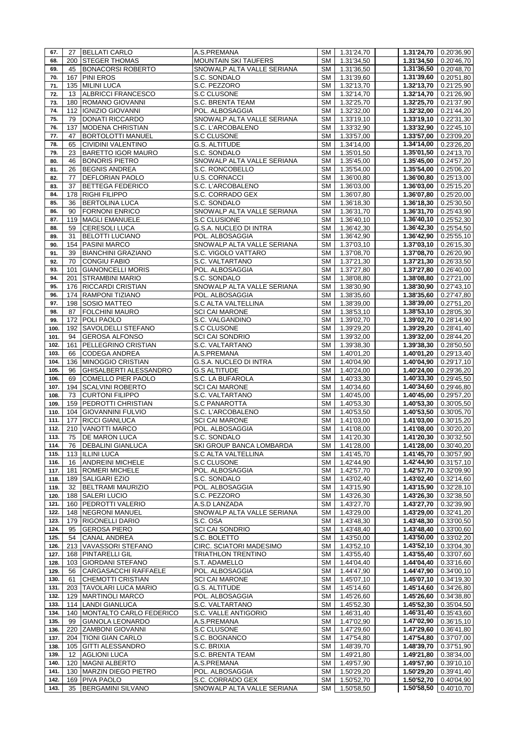| | | | | | | | | |
|---|---|---|---|---|---|---|---|---|
| 67. | 27 | BELLATI CARLO | A.S.PREMANA | SM | 1.31'24,70 | | **1.31'24,70** | 0.20'36,90 |
| 68. | 200 | STEGER THOMAS | MOUNTAIN SKI TAUFERS | SM | 1.31'34,50 | | **1.31'34,50** | 0.20'46,70 |
| 69. | 45 | BONACORSI ROBERTO | SNOWALP ALTA VALLE SERIANA | SM | 1.31'36,50 | | **1.31'36,50** | 0.20'48,70 |
| 70. | 167 | PINI EROS | S.C. SONDALO | SM | 1.31'39,60 | | **1.31'39,60** | 0.20'51,80 |
| 71. | 135 | MILINI LUCA | S.C. PEZZORO | SM | 1.32'13,70 | | **1.32'13,70** | 0.21'25,90 |
| 72. | 13 | ALBRICCI FRANCESCO | S.C CLUSONE | SM | 1.32'14,70 | | **1.32'14,70** | 0.21'26,90 |
| 73. | 180 | ROMANO GIOVANNI | S.C. BRENTA TEAM | SM | 1.32'25,70 | | **1.32'25,70** | 0.21'37,90 |
| 74. | 112 | IGNIZIO GIOVANNI | POL. ALBOSAGGIA | SM | 1.32'32,00 | | **1.32'32,00** | 0.21'44,20 |
| 75. | 79 | DONATI RICCARDO | SNOWALP ALTA VALLE SERIANA | SM | 1.33'19,10 | | **1.33'19,10** | 0.22'31,30 |
| 76. | 137 | MODENA CHRISTIAN | S.C. L'ARCOBALENO | SM | 1.33'32,90 | | **1.33'32,90** | 0.22'45,10 |
| 77. | 47 | BORTOLOTTI MANUEL | S.C CLUSONE | SM | 1.33'57,00 | | **1.33'57,00** | 0.23'09,20 |
| 78. | 65 | CIVIDINI VALENTINO | G.S. ALTITUDE | SM | 1.34'14,00 | | **1.34'14,00** | 0.23'26,20 |
| 79. | 23 | BARETTO IGOR MAURO | S.C. SONDALO | SM | 1.35'01,50 | | **1.35'01,50** | 0.24'13,70 |
| 80. | 46 | BONORIS PIETRO | SNOWALP ALTA VALLE SERIANA | SM | 1.35'45,00 | | **1.35'45,00** | 0.24'57,20 |
| 81. | 26 | BEGNIS ANDREA | S.C. RONCOBELLO | SM | 1.35'54,00 | | **1.35'54,00** | 0.25'06,20 |
| 82. | 77 | DEFLORIAN PAOLO | U.S. CORNACCI | SM | 1.36'00,80 | | **1.36'00,80** | 0.25'13,00 |
| 83. | 37 | BETTEGA FEDERICO | S.C. L'ARCOBALENO | SM | 1.36'03,00 | | **1.36'03,00** | 0.25'15,20 |
| 84. | 178 | RIGHI FILIPPO | S.C. CORRADO GEX | SM | 1.36'07,80 | | **1.36'07,80** | 0.25'20,00 |
| 85. | 36 | BERTOLINA LUCA | S.C. SONDALO | SM | 1.36'18,30 | | **1.36'18,30** | 0.25'30,50 |
| 86. | 90 | FORNONI ENRICO | SNOWALP ALTA VALLE SERIANA | SM | 1.36'31,70 | | **1.36'31,70** | 0.25'43,90 |
| 87. | 119 | MAGLI EMANUELE | S.C CLUSIONE | SM | 1.36'40,10 | | **1.36'40,10** | 0.25'52,30 |
| 88. | 59 | CERESOLI LUCA | G.S.A. NUCLEO DI INTRA | SM | 1.36'42,30 | | **1.36'42,30** | 0.25'54,50 |
| 89. | 31 | BELOTTI LUCIANO | POL. ALBOSAGGIA | SM | 1.36'42,90 | | **1.36'42,90** | 0.25'55,10 |
| 90. | 154 | PASINI MARCO | SNOWALP ALTA VALLE SERIANA | SM | 1.37'03,10 | | **1.37'03,10** | 0.26'15,30 |
| 91. | 39 | BIANCHINI GRAZIANO | S.C. VIGOLO VATTARO | SM | 1.37'08,70 | | **1.37'08,70** | 0.26'20,90 |
| 92. | 70 | CONGIU FABIO | S.C. VALTARTANO | SM | 1.37'21,30 | | **1.37'21,30** | 0.26'33,50 |
| 93. | 101 | GIANONCELLI MORIS | POL. ALBOSAGGIA | SM | 1.37'27,80 | | **1.37'27,80** | 0.26'40,00 |
| 94. | 201 | STRAMBINI MARIO | S.C. SONDALO | SM | 1.38'08,80 | | **1.38'08,80** | 0.27'21,00 |
| 95. | 176 | RICCARDI CRISTIAN | SNOWALP ALTA VALLE SERIANA | SM | 1.38'30,90 | | **1.38'30,90** | 0.27'43,10 |
| 96. | 174 | RAMPONI TIZIANO | POL. ALBOSAGGIA | SM | 1.38'35,60 | | **1.38'35,60** | 0.27'47,80 |
| 97. | 198 | SOSIO MATTEO | S.C ALTA VALTELLINA | SM | 1.38'39,00 | | **1.38'39,00** | 0.27'51,20 |
| 98. | 87 | FOLCHINI MAURO | SCI CAI MARONE | SM | 1.38'53,10 | | **1.38'53,10** | 0.28'05,30 |
| 99. | 172 | POLI PAOLO | S.C. VALGANDINO | SM | 1.39'02,70 | | **1.39'02,70** | 0.28'14,90 |
| 100. | 192 | SAVOLDELLI STEFANO | S.C CLUSONE | SM | 1.39'29,20 | | **1.39'29,20** | 0.28'41,40 |
| 101. | 94 | GEROSA ALFONSO | SCI CAI SONDRIO | SM | 1.39'32,00 | | **1.39'32,00** | 0.28'44,20 |
| 102. | 161 | PELLEGRINO CRISTIAN | S.C. VALTARTANO | SM | 1.39'38,30 | | **1.39'38,30** | 0.28'50,50 |
| 103. | 66 | CODEGA ANDREA | A.S.PREMANA | SM | 1.40'01,20 | | **1.40'01,20** | 0.29'13,40 |
| 104. | 136 | MINOGGIO CRISTIAN | G.S.A. NUCLEO DI INTRA | SM | 1.40'04,90 | | **1.40'04,90** | 0.29'17,10 |
| 105. | 96 | GHISALBERTI ALESSANDRO | G.S ALTITUDE | SM | 1.40'24,00 | | **1.40'24,00** | 0.29'36,20 |
| 106. | 69 | COMELLO PIER PAOLO | S.C. LA BUFAROLA | SM | 1.40'33,30 | | **1.40'33,30** | 0.29'45,50 |
| 107. | 194 | SCALVINI ROBERTO | SCI CAI MARONE | SM | 1.40'34,60 | | **1.40'34,60** | 0.29'46,80 |
| 108. | 73 | CURTONI FILIPPO | S.C. VALTARTANO | SM | 1.40'45,00 | | **1.40'45,00** | 0.29'57,20 |
| 109. | 159 | PEDROTTI CHRISTIAN | S.C PANAROTTA | SM | 1.40'53,30 | | **1.40'53,30** | 0.30'05,50 |
| 110. | 104 | GIOVANNINI FULVIO | S.C. L'ARCOBALENO | SM | 1.40'53,50 | | **1.40'53,50** | 0.30'05,70 |
| 111. | 177 | RICCI GIANLUCA | SCI CAI MARONE | SM | 1.41'03,00 | | **1.41'03,00** | 0.30'15,20 |
| 112. | 210 | VANOTTI MARCO | POL. ALBOSAGGIA | SM | 1.41'08,00 | | **1.41'08,00** | 0.30'20,20 |
| 113. | 75 | DE MARON LUCA | S.C. SONDALO | SM | 1.41'20,30 | | **1.41'20,30** | 0.30'32,50 |
| 114. | 76 | DEBALINI GIANLUCA | SKI GROUP BANCA LOMBARDA | SM | 1.41'28,00 | | **1.41'28,00** | 0.30'40,20 |
| 115. | 113 | ILLINI LUCA | S.C ALTA VALTELLINA | SM | 1.41'45,70 | | **1.41'45,70** | 0.30'57,90 |
| 116. | 16 | ANDREINI MICHELE | S.C CLUSONE | SM | 1.42'44,90 | | **1.42'44,90** | 0.31'57,10 |
| 117. | 181 | ROMERI MICHELE | POL. ALBOSAGGIA | SM | 1.42'57,70 | | **1.42'57,70** | 0.32'09,90 |
| 118. | 189 | SALIGARI EZIO | S.C. SONDALO | SM | 1.43'02,40 | | **1.43'02,40** | 0.32'14,60 |
| 119. | 32 | BELTRAMI MAURIZIO | POL. ALBOSAGGIA | SM | 1.43'15,90 | | **1.43'15,90** | 0.32'28,10 |
| 120. | 188 | SALERI LUCIO | S.C. PEZZORO | SM | 1.43'26,30 | | **1.43'26,30** | 0.32'38,50 |
| 121. | 160 | PEDROTTI VALERIO | A.S.D LANZADA | SM | 1.43'27,70 | | **1.43'27,70** | 0.32'39,90 |
| 122. | 148 | NEGRONI MANUEL | SNOWALP ALTA VALLE SERIANA | SM | 1.43'29,00 | | **1.43'29,00** | 0.32'41,20 |
| 123. | 179 | RIGONELLI DARIO | S.C. OSA | SM | 1.43'48,30 | | **1.43'48,30** | 0.33'00,50 |
| 124. | 95 | GEROSA PIERO | SCI CAI SONDRIO | SM | 1.43'48,40 | | **1.43'48,40** | 0.33'00,60 |
| 125. | 54 | CANAL ANDREA | S.C. BOLETTO | SM | 1.43'50,00 | | **1.43'50,00** | 0.33'02,20 |
| 126. | 213 | VAVASSORI STEFANO | CIRC. SCIATORI MADESIMO | SM | 1.43'52,10 | | **1.43'52,10** | 0.33'04,30 |
| 127. | 168 | PINTARELLI GIL | TRIATHLON TRENTINO | SM | 1.43'55,40 | | **1.43'55,40** | 0.33'07,60 |
| 128. | 103 | GIORDANI STEFANO | S.T. ADAMELLO | SM | 1.44'04,40 | | **1.44'04,40** | 0.33'16,60 |
| 129. | 56 | CARGASACCHI RAFFAELE | POL. ALBOSAGGIA | SM | 1.44'47,90 | | **1.44'47,90** | 0.34'00,10 |
| 130. | 61 | CHEMOTTI CRISTIAN | SCI CAI MARONE | SM | 1.45'07,10 | | **1.45'07,10** | 0.34'19,30 |
| 131. | 203 | TAVOLARI LUCA MARIO | G.S. ALTITUDE | SM | 1.45'14,60 | | **1.45'14,60** | 0.34'26,80 |
| 132. | 129 | MARTINOLI MARCO | POL. ALBOSAGGIA | SM | 1.45'26,60 | | **1.45'26,60** | 0.34'38,80 |
| 133. | 114 | LANDI GIANLUCA | S.C. VALTARTANO | SM | 1.45'52,30 | | **1.45'52,30** | 0.35'04,50 |
| 134. | 140 | MONTALTO CARLO FEDERICO | S.C. VALLE ANTIGORIO | SM | 1.46'31,40 | | **1.46'31,40** | 0.35'43,60 |
| 135. | 99 | GIANOLA LEONARDO | A.S.PREMANA | SM | 1.47'02,90 | | **1.47'02,90** | 0.36'15,10 |
| 136. | 220 | ZAMBONI GIOVANNI | S.C CLUSONE | SM | 1.47'29,60 | | **1.47'29,60** | 0.36'41,80 |
| 137. | 204 | TIONI GIAN CARLO | S.C. BOGNANCO | SM | 1.47'54,80 | | **1.47'54,80** | 0.37'07,00 |
| 138. | 105 | GITTI ALESSANDRO | S.C. BRIXIA | SM | 1.48'39,70 | | **1.48'39,70** | 0.37'51,90 |
| 139. | 12 | AGLIONI LUCA | S.C. BRENTA TEAM | SM | 1.49'21,80 | | **1.49'21,80** | 0.38'34,00 |
| 140. | 120 | MAGNI ALBERTO | A.S.PREMANA | SM | 1.49'57,90 | | **1.49'57,90** | 0.39'10,10 |
| 141. | 130 | MARZIN DIEGO PIETRO | POL. ALBOSAGGIA | SM | 1.50'29,20 | | **1.50'29,20** | 0.39'41,40 |
| 142. | 169 | PIVA PAOLO | S.C. CORRADO GEX | SM | 1.50'52,70 | | **1.50'52,70** | 0.40'04,90 |
| 143. | 35 | BERGAMINI SILVANO | SNOWALP ALTA VALLE SERIANA | SM | 1.50'58,50 | | **1.50'58,50** | 0.40'10,70 |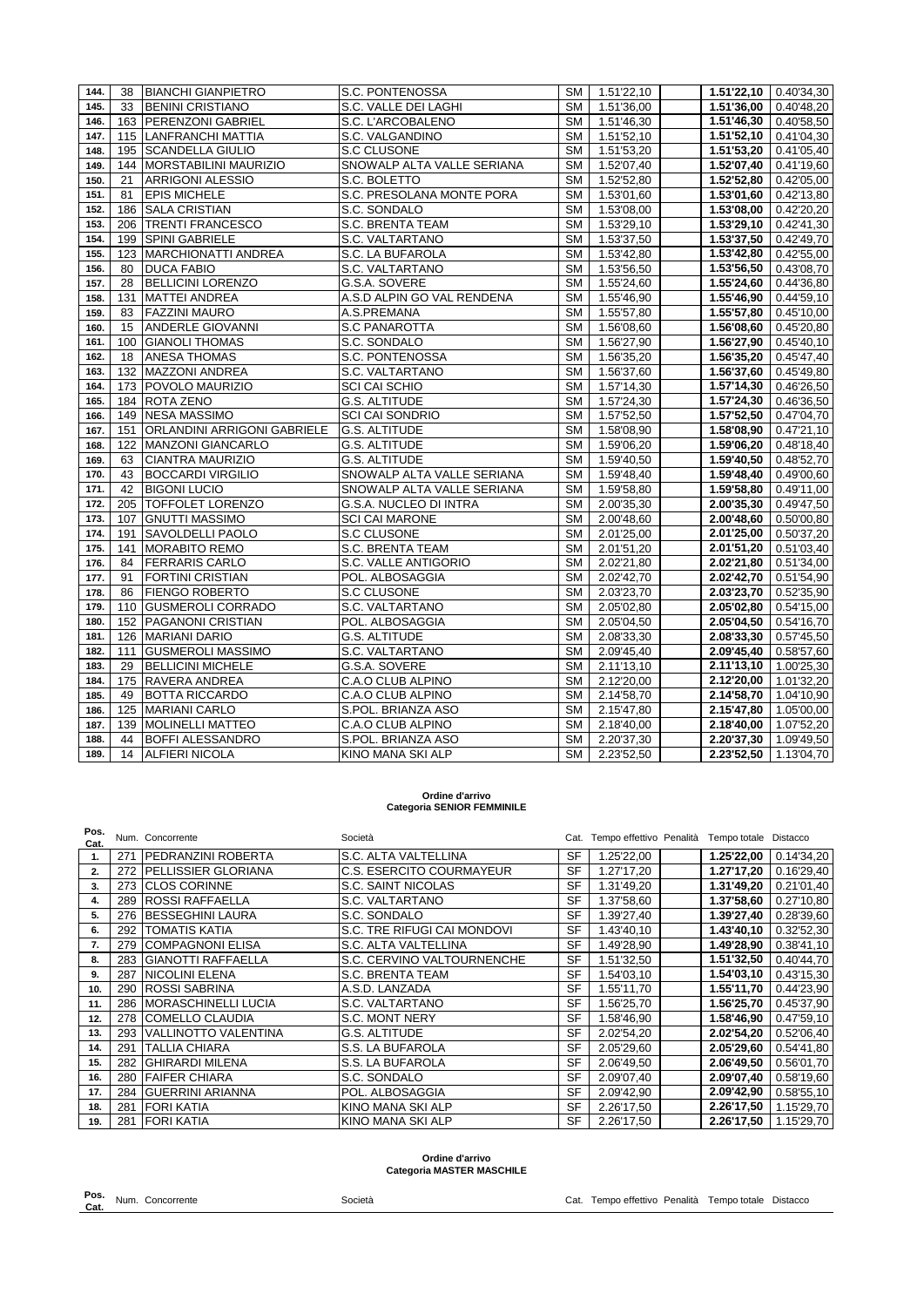| 144. | 38 | BIANCHI GIANPIETRO | S.C. PONTENOSSA | SM | 1.51'22,10 | | **1.51'22,10** | 0.40'34,30 |
|---|---|---|---|---|---|---|---|---|
| 145. | 33 | BENINI CRISTIANO | S.C. VALLE DEI LAGHI | SM | 1.51'36,00 | | **1.51'36,00** | 0.40'48,20 |
| 146. | 163 | PERENZONI GABRIEL | S.C. L'ARCOBALENO | SM | 1.51'46,30 | | **1.51'46,30** | 0.40'58,50 |
| 147. | 115 | LANFRANCHI MATTIA | S.C. VALGANDINO | SM | 1.51'52,10 | | **1.51'52,10** | 0.41'04,30 |
| 148. | 195 | SCANDELLA GIULIO | S.C CLUSONE | SM | 1.51'53,20 | | **1.51'53,20** | 0.41'05,40 |
| 149. | 144 | MORSTABILINI MAURIZIO | SNOWALP ALTA VALLE SERIANA | SM | 1.52'07,40 | | **1.52'07,40** | 0.41'19,60 |
| 150. | 21 | ARRIGONI ALESSIO | S.C. BOLETTO | SM | 1.52'52,80 | | **1.52'52,80** | 0.42'05,00 |
| 151. | 81 | EPIS MICHELE | S.C. PRESOLANA MONTE PORA | SM | 1.53'01,60 | | **1.53'01,60** | 0.42'13,80 |
| 152. | 186 | SALA CRISTIAN | S.C. SONDALO | SM | 1.53'08,00 | | **1.53'08,00** | 0.42'20,20 |
| 153. | 206 | TRENTI FRANCESCO | S.C. BRENTA TEAM | SM | 1.53'29,10 | | **1.53'29,10** | 0.42'41,30 |
| 154. | 199 | SPINI GABRIELE | S.C. VALTARTANO | SM | 1.53'37,50 | | **1.53'37,50** | 0.42'49,70 |
| 155. | 123 | MARCHIONATTI ANDREA | S.C. LA BUFAROLA | SM | 1.53'42,80 | | **1.53'42,80** | 0.42'55,00 |
| 156. | 80 | DUCA FABIO | S.C. VALTARTANO | SM | 1.53'56,50 | | **1.53'56,50** | 0.43'08,70 |
| 157. | 28 | BELLICINI LORENZO | G.S.A. SOVERE | SM | 1.55'24,60 | | **1.55'24,60** | 0.44'36,80 |
| 158. | 131 | MATTEI ANDREA | A.S.D ALPIN GO VAL RENDENA | SM | 1.55'46,90 | | **1.55'46,90** | 0.44'59,10 |
| 159. | 83 | FAZZINI MAURO | A.S.PREMANA | SM | 1.55'57,80 | | **1.55'57,80** | 0.45'10,00 |
| 160. | 15 | ANDERLE GIOVANNI | S.C PANAROTTA | SM | 1.56'08,60 | | **1.56'08,60** | 0.45'20,80 |
| 161. | 100 | GIANOLI THOMAS | S.C. SONDALO | SM | 1.56'27,90 | | **1.56'27,90** | 0.45'40,10 |
| 162. | 18 | ANESA THOMAS | S.C. PONTENOSSA | SM | 1.56'35,20 | | **1.56'35,20** | 0.45'47,40 |
| 163. | 132 | MAZZONI ANDREA | S.C. VALTARTANO | SM | 1.56'37,60 | | **1.56'37,60** | 0.45'49,80 |
| 164. | 173 | POVOLO MAURIZIO | SCI CAI SCHIO | SM | 1.57'14,30 | | **1.57'14,30** | 0.46'26,50 |
| 165. | 184 | ROTA ZENO | G.S. ALTITUDE | SM | 1.57'24,30 | | **1.57'24,30** | 0.46'36,50 |
| 166. | 149 | NESA MASSIMO | SCI CAI SONDRIO | SM | 1.57'52,50 | | **1.57'52,50** | 0.47'04,70 |
| 167. | 151 | ORLANDINI ARRIGONI GABRIELE | G.S. ALTITUDE | SM | 1.58'08,90 | | **1.58'08,90** | 0.47'21,10 |
| 168. | 122 | MANZONI GIANCARLO | G.S. ALTITUDE | SM | 1.59'06,20 | | **1.59'06,20** | 0.48'18,40 |
| 169. | 63 | CIANTRA MAURIZIO | G.S. ALTITUDE | SM | 1.59'40,50 | | **1.59'40,50** | 0.48'52,70 |
| 170. | 43 | BOCCARDI VIRGILIO | SNOWALP ALTA VALLE SERIANA | SM | 1.59'48,40 | | **1.59'48,40** | 0.49'00,60 |
| 171. | 42 | BIGONI LUCIO | SNOWALP ALTA VALLE SERIANA | SM | 1.59'58,80 | | **1.59'58,80** | 0.49'11,00 |
| 172. | 205 | TOFFOLET LORENZO | G.S.A. NUCLEO DI INTRA | SM | 2.00'35,30 | | **2.00'35,30** | 0.49'47,50 |
| 173. | 107 | GNUTTI MASSIMO | SCI CAI MARONE | SM | 2.00'48,60 | | **2.00'48,60** | 0.50'00,80 |
| 174. | 191 | SAVOLDELLI PAOLO | S.C CLUSONE | SM | 2.01'25,00 | | **2.01'25,00** | 0.50'37,20 |
| 175. | 141 | MORABITO REMO | S.C. BRENTA TEAM | SM | 2.01'51,20 | | **2.01'51,20** | 0.51'03,40 |
| 176. | 84 | FERRARIS CARLO | S.C. VALLE ANTIGORIO | SM | 2.02'21,80 | | **2.02'21,80** | 0.51'34,00 |
| 177. | 91 | FORTINI CRISTIAN | POL. ALBOSAGGIA | SM | 2.02'42,70 | | **2.02'42,70** | 0.51'54,90 |
| 178. | 86 | FIENGO ROBERTO | S.C CLUSONE | SM | 2.03'23,70 | | **2.03'23,70** | 0.52'35,90 |
| 179. | 110 | GUSMEROLI CORRADO | S.C. VALTARTANO | SM | 2.05'02,80 | | **2.05'02,80** | 0.54'15,00 |
| 180. | 152 | PAGANONI CRISTIAN | POL. ALBOSAGGIA | SM | 2.05'04,50 | | **2.05'04,50** | 0.54'16,70 |
| 181. | 126 | MARIANI DARIO | G.S. ALTITUDE | SM | 2.08'33,30 | | **2.08'33,30** | 0.57'45,50 |
| 182. | 111 | GUSMEROLI MASSIMO | S.C. VALTARTANO | SM | 2.09'45,40 | | **2.09'45,40** | 0.58'57,60 |
| 183. | 29 | BELLICINI MICHELE | G.S.A. SOVERE | SM | 2.11'13,10 | | **2.11'13,10** | 1.00'25,30 |
| 184. | 175 | RAVERA ANDREA | C.A.O CLUB ALPINO | SM | 2.12'20,00 | | **2.12'20,00** | 1.01'32,20 |
| 185. | 49 | BOTTA RICCARDO | C.A.O CLUB ALPINO | SM | 2.14'58,70 | | **2.14'58,70** | 1.04'10,90 |
| 186. | 125 | MARIANI CARLO | S.POL. BRIANZA ASO | SM | 2.15'47,80 | | **2.15'47,80** | 1.05'00,00 |
| 187. | 139 | MOLINELLI MATTEO | C.A.O CLUB ALPINO | SM | 2.18'40,00 | | **2.18'40,00** | 1.07'52,20 |
| 188. | 44 | BOFFI ALESSANDRO | S.POL. BRIANZA ASO | SM | 2.20'37,30 | | **2.20'37,30** | 1.09'49,50 |
| 189. | 14 | ALFIERI NICOLA | KINO MANA SKI ALP | SM | 2.23'52,50 | | **2.23'52,50** | 1.13'04,70 |

**Ordine d'arrivo**
**Categoria SENIOR FEMMINILE**

| Pos. Cat. | Num. | Concorrente | Società | Cat. | Tempo effettivo | Penalità | Tempo totale | Distacco |
|---|---|---|---|---|---|---|---|---|
| 1. | 271 | PEDRANZINI ROBERTA | S.C. ALTA VALTELLINA | SF | 1.25'22,00 | | **1.25'22,00** | 0.14'34,20 |
| 2. | 272 | PELLISSIER GLORIANA | C.S. ESERCITO COURMAYEUR | SF | 1.27'17,20 | | **1.27'17,20** | 0.16'29,40 |
| 3. | 273 | CLOS CORINNE | S.C. SAINT NICOLAS | SF | 1.31'49,20 | | **1.31'49,20** | 0.21'01,40 |
| 4. | 289 | ROSSI RAFFAELLA | S.C. VALTARTANO | SF | 1.37'58,60 | | **1.37'58,60** | 0.27'10,80 |
| 5. | 276 | BESSEGHINI LAURA | S.C. SONDALO | SF | 1.39'27,40 | | **1.39'27,40** | 0.28'39,60 |
| 6. | 292 | TOMATIS KATIA | S.C. TRE RIFUGI CAI MONDOVI | SF | 1.43'40,10 | | **1.43'40,10** | 0.32'52,30 |
| 7. | 279 | COMPAGNONI ELISA | S.C. ALTA VALTELLINA | SF | 1.49'28,90 | | **1.49'28,90** | 0.38'41,10 |
| 8. | 283 | GIANOTTI RAFFAELLA | S.C. CERVINO VALTOURNENCHE | SF | 1.51'32,50 | | **1.51'32,50** | 0.40'44,70 |
| 9. | 287 | NICOLINI ELENA | S.C. BRENTA TEAM | SF | 1.54'03,10 | | **1.54'03,10** | 0.43'15,30 |
| 10. | 290 | ROSSI SABRINA | A.S.D. LANZADA | SF | 1.55'11,70 | | **1.55'11,70** | 0.44'23,90 |
| 11. | 286 | MORASCHINELLI LUCIA | S.C. VALTARTANO | SF | 1.56'25,70 | | **1.56'25,70** | 0.45'37,90 |
| 12. | 278 | COMELLO CLAUDIA | S.C. MONT NERY | SF | 1.58'46,90 | | **1.58'46,90** | 0.47'59,10 |
| 13. | 293 | VALLINOTTO VALENTINA | G.S. ALTITUDE | SF | 2.02'54,20 | | **2.02'54,20** | 0.52'06,40 |
| 14. | 291 | TALLIA CHIARA | S.S. LA BUFAROLA | SF | 2.05'29,60 | | **2.05'29,60** | 0.54'41,80 |
| 15. | 282 | GHIRARDI MILENA | S.S. LA BUFAROLA | SF | 2.06'49,50 | | **2.06'49,50** | 0.56'01,70 |
| 16. | 280 | FAIFER CHIARA | S.C. SONDALO | SF | 2.09'07,40 | | **2.09'07,40** | 0.58'19,60 |
| 17. | 284 | GUERRINI ARIANNA | POL. ALBOSAGGIA | SF | 2.09'42,90 | | **2.09'42,90** | 0.58'55,10 |
| 18. | 281 | FORI KATIA | KINO MANA SKI ALP | SF | 2.26'17,50 | | **2.26'17,50** | 1.15'29,70 |
| 19. | 281 | FORI KATIA | KINO MANA SKI ALP | SF | 2.26'17,50 | | **2.26'17,50** | 1.15'29,70 |

**Ordine d'arrivo**
**Categoria MASTER MASCHILE**

| Pos. Cat. | Num. | Concorrente | Società | Cat. | Tempo effettivo | Penalità | Tempo totale | Distacco |
|---|---|---|---|---|---|---|---|---|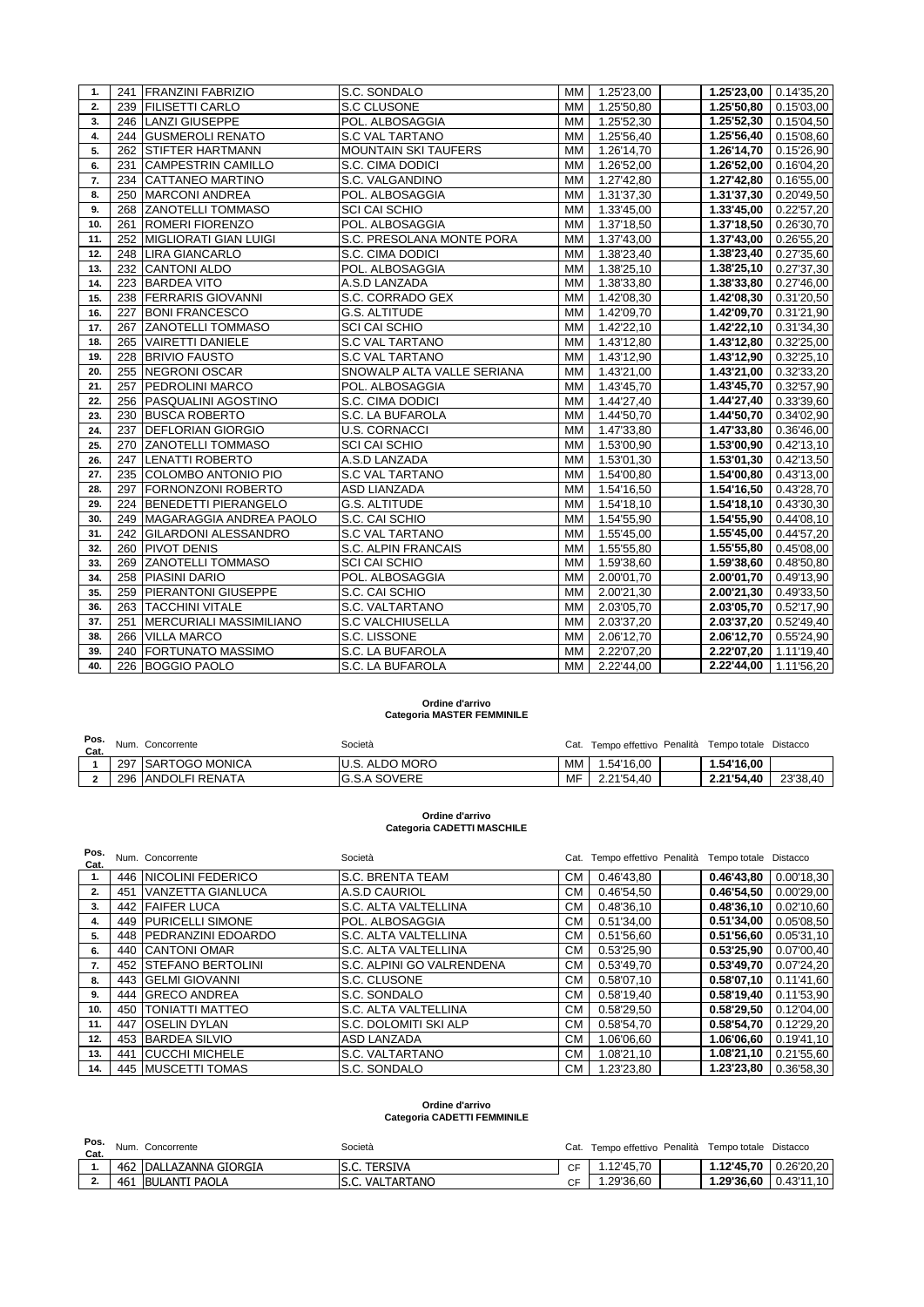| 1. | 241 | FRANZINI FABRIZIO | S.C. SONDALO | MM | 1.25'23,00 | | **1.25'23,00** | 0.14'35,20 |
|---|---|---|---|---|---|---|---|---|
| 2. | 239 | FILISETTI CARLO | S.C CLUSONE | MM | 1.25'50,80 | | **1.25'50,80** | 0.15'03,00 |
| 3. | 246 | LANZI GIUSEPPE | POL. ALBOSAGGIA | MM | 1.25'52,30 | | **1.25'52,30** | 0.15'04,50 |
| 4. | 244 | GUSMEROLI RENATO | S.C VAL TARTANO | MM | 1.25'56,40 | | **1.25'56,40** | 0.15'08,60 |
| 5. | 262 | STIFTER HARTMANN | MOUNTAIN SKI TAUFERS | MM | 1.26'14,70 | | **1.26'14,70** | 0.15'26,90 |
| 6. | 231 | CAMPESTRIN CAMILLO | S.C. CIMA DODICI | MM | 1.26'52,00 | | **1.26'52,00** | 0.16'04,20 |
| 7. | 234 | CATTANEO MARTINO | S.C. VALGANDINO | MM | 1.27'42,80 | | **1.27'42,80** | 0.16'55,00 |
| 8. | 250 | MARCONI ANDREA | POL. ALBOSAGGIA | MM | 1.31'37,30 | | **1.31'37,30** | 0.20'49,50 |
| 9. | 268 | ZANOTELLI TOMMASO | SCI CAI SCHIO | MM | 1.33'45,00 | | **1.33'45,00** | 0.22'57,20 |
| 10. | 261 | ROMERI FIORENZO | POL. ALBOSAGGIA | MM | 1.37'18,50 | | **1.37'18,50** | 0.26'30,70 |
| 11. | 252 | MIGLIORATI GIAN LUIGI | S.C. PRESOLANA MONTE PORA | MM | 1.37'43,00 | | **1.37'43,00** | 0.26'55,20 |
| 12. | 248 | LIRA GIANCARLO | S.C. CIMA DODICI | MM | 1.38'23,40 | | **1.38'23,40** | 0.27'35,60 |
| 13. | 232 | CANTONI ALDO | POL. ALBOSAGGIA | MM | 1.38'25,10 | | **1.38'25,10** | 0.27'37,30 |
| 14. | 223 | BARDEA VITO | A.S.D LANZADA | MM | 1.38'33,80 | | **1.38'33,80** | 0.27'46,00 |
| 15. | 238 | FERRARIS GIOVANNI | S.C. CORRADO GEX | MM | 1.42'08,30 | | **1.42'08,30** | 0.31'20,50 |
| 16. | 227 | BONI FRANCESCO | G.S. ALTITUDE | MM | 1.42'09,70 | | **1.42'09,70** | 0.31'21,90 |
| 17. | 267 | ZANOTELLI TOMMASO | SCI CAI SCHIO | MM | 1.42'22,10 | | **1.42'22,10** | 0.31'34,30 |
| 18. | 265 | VAIRETTI DANIELE | S.C VAL TARTANO | MM | 1.43'12,80 | | **1.43'12,80** | 0.32'25,00 |
| 19. | 228 | BRIVIO FAUSTO | S.C VAL TARTANO | MM | 1.43'12,90 | | **1.43'12,90** | 0.32'25,10 |
| 20. | 255 | NEGRONI OSCAR | SNOWALP ALTA VALLE SERIANA | MM | 1.43'21,00 | | **1.43'21,00** | 0.32'33,20 |
| 21. | 257 | PEDROLINI MARCO | POL. ALBOSAGGIA | MM | 1.43'45,70 | | **1.43'45,70** | 0.32'57,90 |
| 22. | 256 | PASQUALINI AGOSTINO | S.C. CIMA DODICI | MM | 1.44'27,40 | | **1.44'27,40** | 0.33'39,60 |
| 23. | 230 | BUSCA ROBERTO | S.C. LA BUFAROLA | MM | 1.44'50,70 | | **1.44'50,70** | 0.34'02,90 |
| 24. | 237 | DEFLORIAN GIORGIO | U.S. CORNACCI | MM | 1.47'33,80 | | **1.47'33,80** | 0.36'46,00 |
| 25. | 270 | ZANOTELLI TOMMASO | SCI CAI SCHIO | MM | 1.53'00,90 | | **1.53'00,90** | 0.42'13,10 |
| 26. | 247 | LENATTI ROBERTO | A.S.D LANZADA | MM | 1.53'01,30 | | **1.53'01,30** | 0.42'13,50 |
| 27. | 235 | COLOMBO ANTONIO PIO | S.C VAL TARTANO | MM | 1.54'00,80 | | **1.54'00,80** | 0.43'13,00 |
| 28. | 297 | FORNONZONI ROBERTO | ASD LIANZADA | MM | 1.54'16,50 | | **1.54'16,50** | 0.43'28,70 |
| 29. | 224 | BENEDETTI PIERANGELO | G.S. ALTITUDE | MM | 1.54'18,10 | | **1.54'18,10** | 0.43'30,30 |
| 30. | 249 | MAGARAGGIA ANDREA PAOLO | S.C. CAI SCHIO | MM | 1.54'55,90 | | **1.54'55,90** | 0.44'08,10 |
| 31. | 242 | GILARDONI ALESSANDRO | S.C VAL TARTANO | MM | 1.55'45,00 | | **1.55'45,00** | 0.44'57,20 |
| 32. | 260 | PIVOT DENIS | S.C. ALPIN FRANCAIS | MM | 1.55'55,80 | | **1.55'55,80** | 0.45'08,00 |
| 33. | 269 | ZANOTELLI TOMMASO | SCI CAI SCHIO | MM | 1.59'38,60 | | **1.59'38,60** | 0.48'50,80 |
| 34. | 258 | PIASINI DARIO | POL. ALBOSAGGIA | MM | 2.00'01,70 | | **2.00'01,70** | 0.49'13,90 |
| 35. | 259 | PIERANTONI GIUSEPPE | S.C. CAI SCHIO | MM | 2.00'21,30 | | **2.00'21,30** | 0.49'33,50 |
| 36. | 263 | TACCHINI VITALE | S.C. VALTARTANO | MM | 2.03'05,70 | | **2.03'05,70** | 0.52'17,90 |
| 37. | 251 | MERCURIALI MASSIMILIANO | S.C VALCHIUSELLA | MM | 2.03'37,20 | | **2.03'37,20** | 0.52'49,40 |
| 38. | 266 | VILLA MARCO | S.C. LISSONE | MM | 2.06'12,70 | | **2.06'12,70** | 0.55'24,90 |
| 39. | 240 | FORTUNATO MASSIMO | S.C. LA BUFAROLA | MM | 2.22'07,20 | | **2.22'07,20** | 1.11'19,40 |
| 40. | 226 | BOGGIO PAOLO | S.C. LA BUFAROLA | MM | 2.22'44,00 | | **2.22'44,00** | 1.11'56,20 |

**Ordine d'arrivo**
**Categoria MASTER FEMMINILE**

| Pos. Cat. | Num. | Concorrente | Società | Cat. | Tempo effettivo | Penalità | Tempo totale | Distacco |
|---|---|---|---|---|---|---|---|---|
| 1 | 297 | SARTOGO MONICA | U.S. ALDO MORO | MM | 1.54'16,00 | | **1.54'16,00** | |
| 2 | 296 | ANDOLFI RENATA | G.S.A SOVERE | MF | 2.21'54,40 | | **2.21'54,40** | 23'38,40 |

**Ordine d'arrivo**
**Categoria CADETTI MASCHILE**

| Pos. Cat. | Num. | Concorrente | Società | Cat. | Tempo effettivo | Penalità | Tempo totale | Distacco |
|---|---|---|---|---|---|---|---|---|
| 1. | 446 | NICOLINI FEDERICO | S.C. BRENTA TEAM | CM | 0.46'43,80 | | **0.46'43,80** | 0.00'18,30 |
| 2. | 451 | VANZETTA GIANLUCA | A.S.D CAURIOL | CM | 0.46'54,50 | | **0.46'54,50** | 0.00'29,00 |
| 3. | 442 | FAIFER LUCA | S.C. ALTA VALTELLINA | CM | 0.48'36,10 | | **0.48'36,10** | 0.02'10,60 |
| 4. | 449 | PURICELLI SIMONE | POL. ALBOSAGGIA | CM | 0.51'34,00 | | **0.51'34,00** | 0.05'08,50 |
| 5. | 448 | PEDRANZINI EDOARDO | S.C. ALTA VALTELLINA | CM | 0.51'56,60 | | **0.51'56,60** | 0.05'31,10 |
| 6. | 440 | CANTONI OMAR | S.C. ALTA VALTELLINA | CM | 0.53'25,90 | | **0.53'25,90** | 0.07'00,40 |
| 7. | 452 | STEFANO BERTOLINI | S.C. ALPINI GO VALRENDENA | CM | 0.53'49,70 | | **0.53'49,70** | 0.07'24,20 |
| 8. | 443 | GELMI GIOVANNI | S.C. CLUSONE | CM | 0.58'07,10 | | **0.58'07,10** | 0.11'41,60 |
| 9. | 444 | GRECO ANDREA | S.C. SONDALO | CM | 0.58'19,40 | | **0.58'19,40** | 0.11'53,90 |
| 10. | 450 | TONIATTI MATTEO | S.C. ALTA VALTELLINA | CM | 0.58'29,50 | | **0.58'29,50** | 0.12'04,00 |
| 11. | 447 | OSELIN DYLAN | S.C. DOLOMITI SKI ALP | CM | 0.58'54,70 | | **0.58'54,70** | 0.12'29,20 |
| 12. | 453 | BARDEA SILVIO | ASD LANZADA | CM | 1.06'06,60 | | **1.06'06,60** | 0.19'41,10 |
| 13. | 441 | CUCCHI MICHELE | S.C. VALTARTANO | CM | 1.08'21,10 | | **1.08'21,10** | 0.21'55,60 |
| 14. | 445 | MUSCETTI TOMAS | S.C. SONDALO | CM | 1.23'23,80 | | **1.23'23,80** | 0.36'58,30 |

**Ordine d'arrivo**
**Categoria CADETTI FEMMINILE**

| Pos. Cat. | Num. | Concorrente | Società | Cat. | Tempo effettivo | Penalità | Tempo totale | Distacco |
|---|---|---|---|---|---|---|---|---|
| 1. | 462 | DALLAZANNA GIORGIA | S.C. TERSIVA | CF | 1.12'45,70 | | **1.12'45,70** | 0.26'20,20 |
| 2. | 461 | BULANTI PAOLA | S.C. VALTARTANO | CF | 1.29'36,60 | | **1.29'36,60** | 0.43'11,10 |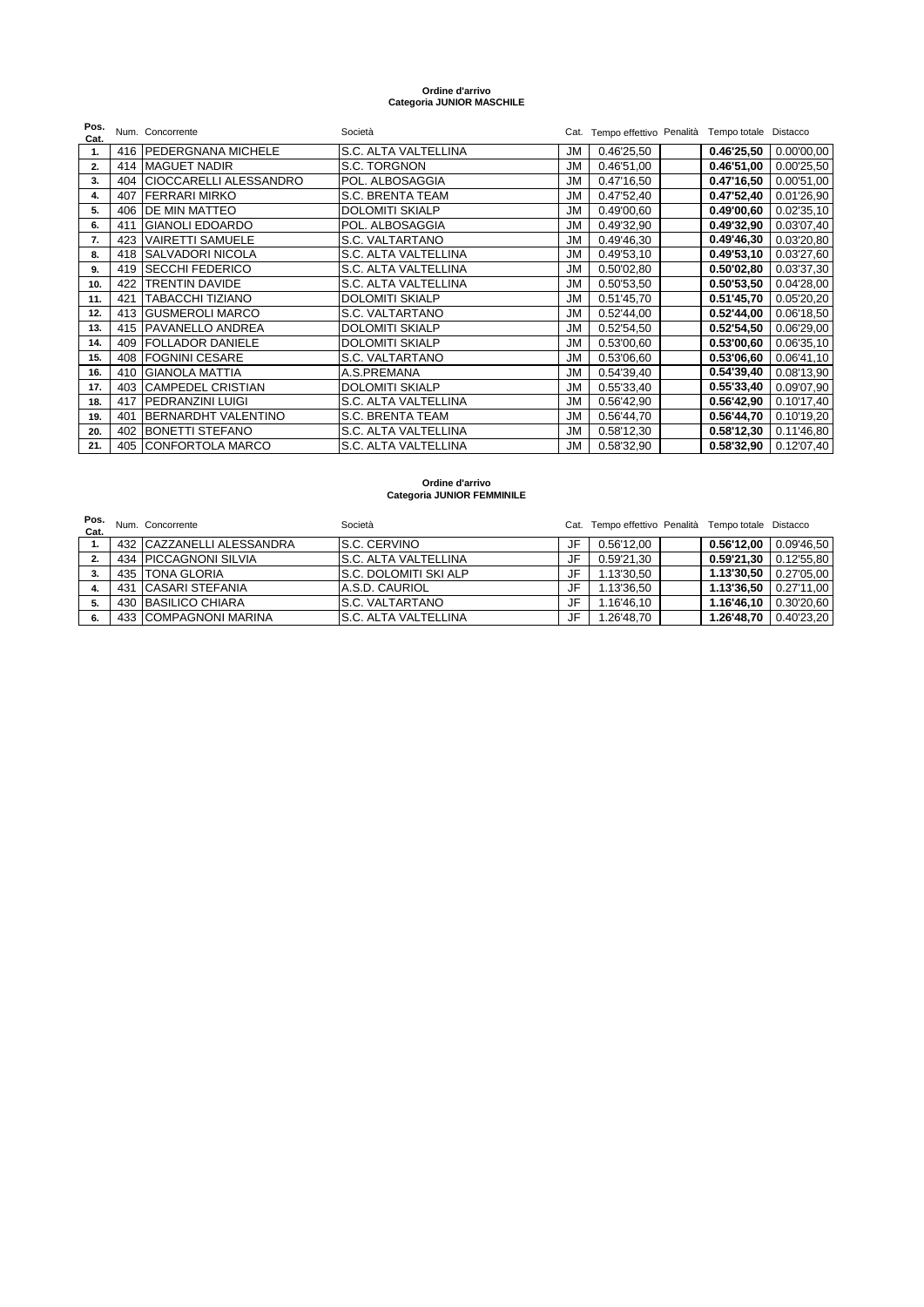**Ordine d'arrivo**
**Categoria JUNIOR MASCHILE**

| Pos. Cat. | Num. | Concorrente | Società | Cat. | Tempo effettivo | Penalità | Tempo totale | Distacco |
|---|---|---|---|---|---|---|---|---|
| **1.** | 416 | PEDERGNANA MICHELE | S.C. ALTA VALTELLINA | JM | 0.46'25,50 | | **0.46'25,50** | 0.00'00,00 |
| **2.** | 414 | MAGUET NADIR | S.C. TORGNON | JM | 0.46'51,00 | | **0.46'51,00** | 0.00'25,50 |
| **3.** | 404 | CIOCCARELLI ALESSANDRO | POL. ALBOSAGGIA | JM | 0.47'16,50 | | **0.47'16,50** | 0.00'51,00 |
| **4.** | 407 | FERRARI MIRKO | S.C. BRENTA TEAM | JM | 0.47'52,40 | | **0.47'52,40** | 0.01'26,90 |
| **5.** | 406 | DE MIN MATTEO | DOLOMITI SKIALP | JM | 0.49'00,60 | | **0.49'00,60** | 0.02'35,10 |
| **6.** | 411 | GIANOLI EDOARDO | POL. ALBOSAGGIA | JM | 0.49'32,90 | | **0.49'32,90** | 0.03'07,40 |
| **7.** | 423 | VAIRETTI SAMUELE | S.C. VALTARTANO | JM | 0.49'46,30 | | **0.49'46,30** | 0.03'20,80 |
| **8.** | 418 | SALVADORI NICOLA | S.C. ALTA VALTELLINA | JM | 0.49'53,10 | | **0.49'53,10** | 0.03'27,60 |
| **9.** | 419 | SECCHI FEDERICO | S.C. ALTA VALTELLINA | JM | 0.50'02,80 | | **0.50'02,80** | 0.03'37,30 |
| **10.** | 422 | TRENTIN DAVIDE | S.C. ALTA VALTELLINA | JM | 0.50'53,50 | | **0.50'53,50** | 0.04'28,00 |
| **11.** | 421 | TABACCHI TIZIANO | DOLOMITI SKIALP | JM | 0.51'45,70 | | **0.51'45,70** | 0.05'20,20 |
| **12.** | 413 | GUSMEROLI MARCO | S.C. VALTARTANO | JM | 0.52'44,00 | | **0.52'44,00** | 0.06'18,50 |
| **13.** | 415 | PAVANELLO ANDREA | DOLOMITI SKIALP | JM | 0.52'54,50 | | **0.52'54,50** | 0.06'29,00 |
| **14.** | 409 | FOLLADOR DANIELE | DOLOMITI SKIALP | JM | 0.53'00,60 | | **0.53'00,60** | 0.06'35,10 |
| **15.** | 408 | FOGNINI CESARE | S.C. VALTARTANO | JM | 0.53'06,60 | | **0.53'06,60** | 0.06'41,10 |
| **16.** | 410 | GIANOLA MATTIA | A.S.PREMANA | JM | 0.54'39,40 | | **0.54'39,40** | 0.08'13,90 |
| **17.** | 403 | CAMPEDEL CRISTIAN | DOLOMITI SKIALP | JM | 0.55'33,40 | | **0.55'33,40** | 0.09'07,90 |
| **18.** | 417 | PEDRANZINI LUIGI | S.C. ALTA VALTELLINA | JM | 0.56'42,90 | | **0.56'42,90** | 0.10'17,40 |
| **19.** | 401 | BERNARDHT VALENTINO | S.C. BRENTA TEAM | JM | 0.56'44,70 | | **0.56'44,70** | 0.10'19,20 |
| **20.** | 402 | BONETTI STEFANO | S.C. ALTA VALTELLINA | JM | 0.58'12,30 | | **0.58'12,30** | 0.11'46,80 |
| **21.** | 405 | CONFORTOLA MARCO | S.C. ALTA VALTELLINA | JM | 0.58'32,90 | | **0.58'32,90** | 0.12'07,40 |

**Ordine d'arrivo**
**Categoria JUNIOR FEMMINILE**

| Pos. Cat. | Num. | Concorrente | Società | Cat. | Tempo effettivo | Penalità | Tempo totale | Distacco |
|---|---|---|---|---|---|---|---|---|
| **1.** | 432 | CAZZANELLI ALESSANDRA | S.C. CERVINO | JF | 0.56'12,00 | | **0.56'12,00** | 0.09'46,50 |
| **2.** | 434 | PICCAGNONI SILVIA | S.C. ALTA VALTELLINA | JF | 0.59'21,30 | | **0.59'21,30** | 0.12'55,80 |
| **3.** | 435 | TONA GLORIA | S.C. DOLOMITI SKI ALP | JF | 1.13'30,50 | | **1.13'30,50** | 0.27'05,00 |
| **4.** | 431 | CASARI STEFANIA | A.S.D. CAURIOL | JF | 1.13'36,50 | | **1.13'36,50** | 0.27'11,00 |
| **5.** | 430 | BASILICO CHIARA | S.C. VALTARTANO | JF | 1.16'46,10 | | **1.16'46,10** | 0.30'20,60 |
| **6.** | 433 | COMPAGNONI MARINA | S.C. ALTA VALTELLINA | JF | 1.26'48,70 | | **1.26'48,70** | 0.40'23,20 |